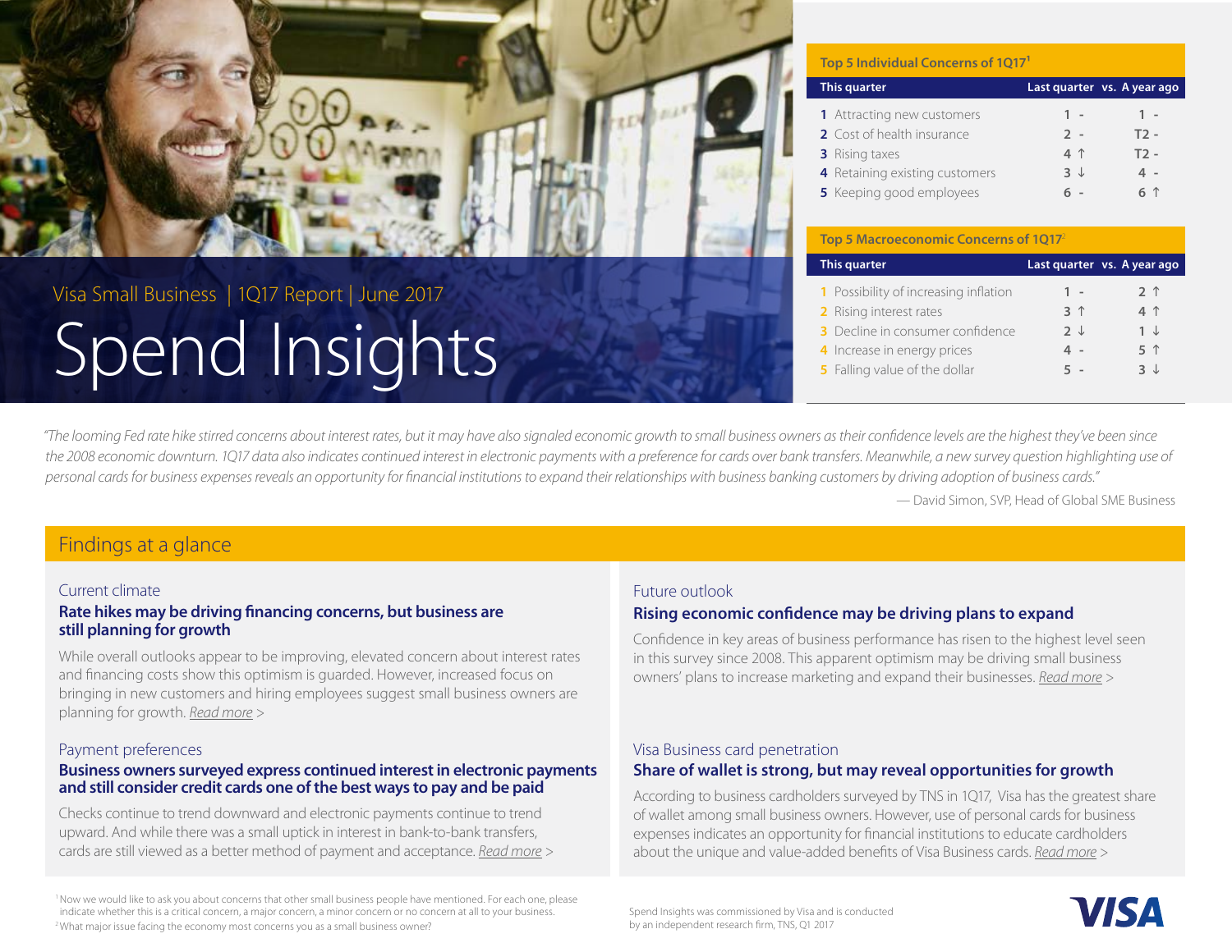Visa Small Business | 1Q17 Report | June 2017

# Spend Insights

### Top 5 Individual Concerns of 1Q17[1]

| This quarter | Last quarter | vs. A year ago |
|---|---|---|
| 1 Attracting new customers | 1 - | 1 - |
| 2 Cost of health insurance | 2 - | T2 - |
| 3 Rising taxes | 4 ↑ | T2 - |
| 4 Retaining existing customers | 3 ↓ | 4 - |
| 5 Keeping good employees | 6 - | 6 ↑ |

### Top 5 Macroeconomic Concerns of 1Q17[2]

| This quarter | Last quarter | vs. A year ago |
|---|---|---|
| 1 Possibility of increasing inflation | 1 - | 2 ↑ |
| 2 Rising interest rates | 3 ↑ | 4 ↑ |
| 3 Decline in consumer confidence | 2 ↓ | 1 ↓ |
| 4 Increase in energy prices | 4 - | 5 ↑ |
| 5 Falling value of the dollar | 5 - | 3 ↓ |

*"The looming Fed rate hike stirred concerns about interest rates, but it may have also signaled economic growth to small business owners as their confidence levels are the highest they've been since the 2008 economic downturn. 1Q17 data also indicates continued interest in electronic payments with a preference for cards over bank transfers. Meanwhile, a new survey question highlighting use of personal cards for business expenses reveals an opportunity for financial institutions to expand their relationships with business banking customers by driving adoption of business cards."*

— David Simon, SVP, Head of Global SME Business

## Findings at a glance

### Current climate

**Rate hikes may be driving financing concerns, but business are still planning for growth**

While overall outlooks appear to be improving, elevated concern about interest rates and financing costs show this optimism is guarded. However, increased focus on bringing in new customers and hiring employees suggest small business owners are planning for growth. Read more >

### Payment preferences

**Business owners surveyed express continued interest in electronic payments and still consider credit cards one of the best ways to pay and be paid**

Checks continue to trend downward and electronic payments continue to trend upward. And while there was a small uptick in interest in bank-to-bank transfers, cards are still viewed as a better method of payment and acceptance. Read more >

### Future outlook

**Rising economic confidence may be driving plans to expand**

Confidence in key areas of business performance has risen to the highest level seen in this survey since 2008. This apparent optimism may be driving small business owners' plans to increase marketing and expand their businesses. Read more >

### Visa Business card penetration

**Share of wallet is strong, but may reveal opportunities for growth**

According to business cardholders surveyed by TNS in 1Q17, Visa has the greatest share of wallet among small business owners. However, use of personal cards for business expenses indicates an opportunity for financial institutions to educate cardholders about the unique and value-added benefits of Visa Business cards. Read more >

[1] Now we would like to ask you about concerns that other small business people have mentioned. For each one, please indicate whether this is a critical concern, a major concern, a minor concern or no concern at all to your business.

[2] What major issue facing the economy most concerns you as a small business owner?

Spend Insights was commissioned by Visa and is conducted by an independent research firm, TNS, Q1 2017

VISA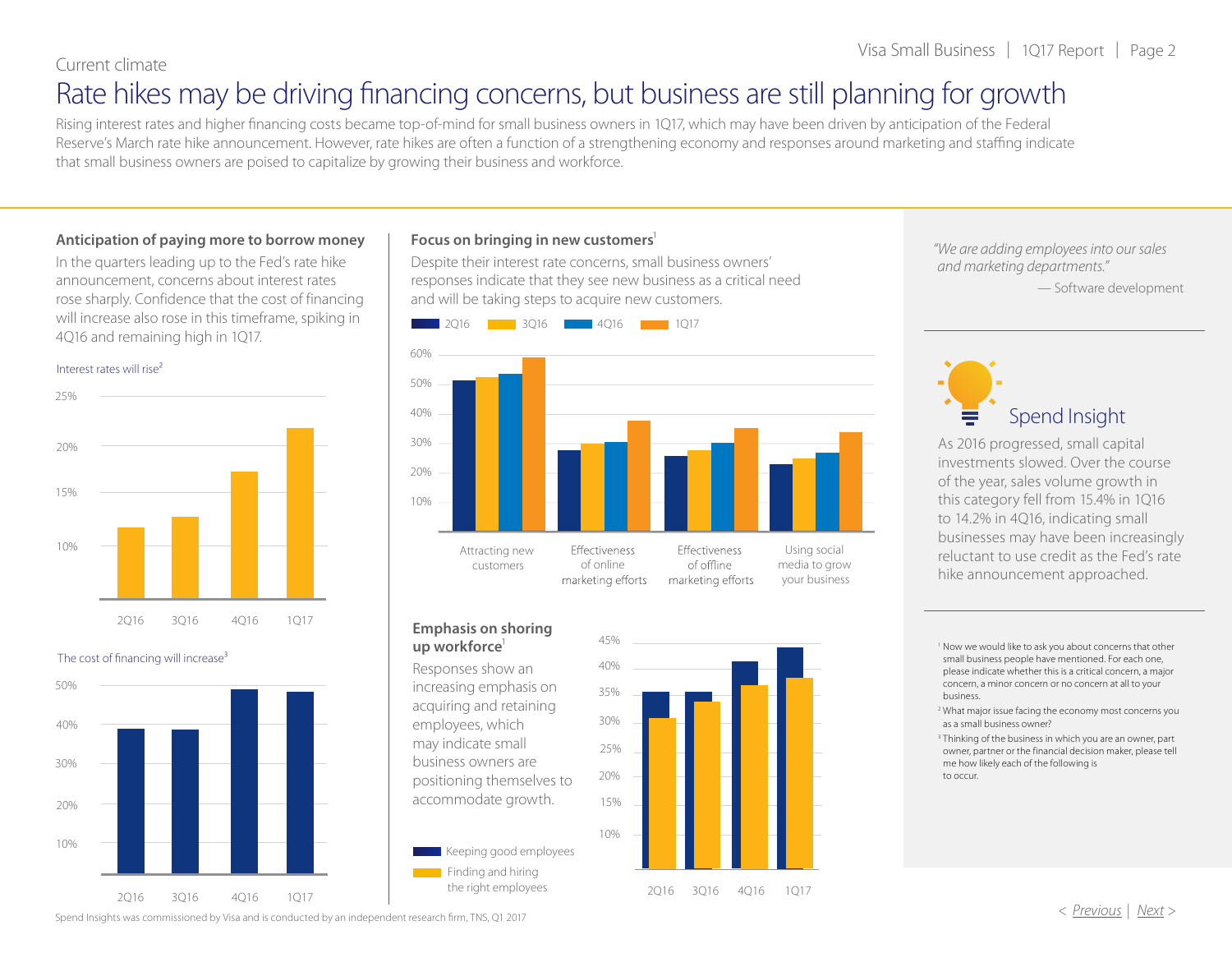Current climate

# Rate hikes may be driving financing concerns, but business are still planning for growth

Rising interest rates and higher financing costs became top-of-mind for small business owners in 1Q17, which may have been driven by anticipation of the Federal Reserve's March rate hike announcement. However, rate hikes are often a function of a strengthening economy and responses around marketing and staffing indicate that small business owners are poised to capitalize by growing their business and workforce.

### Anticipation of paying more to borrow money

In the quarters leading up to the Fed's rate hike announcement, concerns about interest rates rose sharply. Confidence that the cost of financing will increase also rose in this timeframe, spiking in 4Q16 and remaining high in 1Q17.

Interest rates will rise[2]

The cost of financing will increase[3]

### Focus on bringing in new customers[1]

Despite their interest rate concerns, small business owners' responses indicate that they see new business as a critical need and will be taking steps to acquire new customers.

### Emphasis on shoring up workforce[1]

Responses show an increasing emphasis on acquiring and retaining employees, which may indicate small business owners are positioning themselves to accommodate growth.

*"We are adding employees into our sales and marketing departments."*
— Software development

## Spend Insight

As 2016 progressed, small capital investments slowed. Over the course of the year, sales volume growth in this category fell from 15.4% in 1Q16 to 14.2% in 4Q16, indicating small businesses may have been increasingly reluctant to use credit as the Fed's rate hike announcement approached.

[1] Now we would like to ask you about concerns that other small business people have mentioned. For each one, please indicate whether this is a critical concern, a major concern, a minor concern or no concern at all to your business.

[2] What major issue facing the economy most concerns you as a small business owner?

[3] Thinking of the business in which you are an owner, part owner, partner or the financial decision maker, please tell me how likely each of the following is to occur.

Spend Insights was commissioned by Visa and is conducted by an independent research firm, TNS, Q1 2017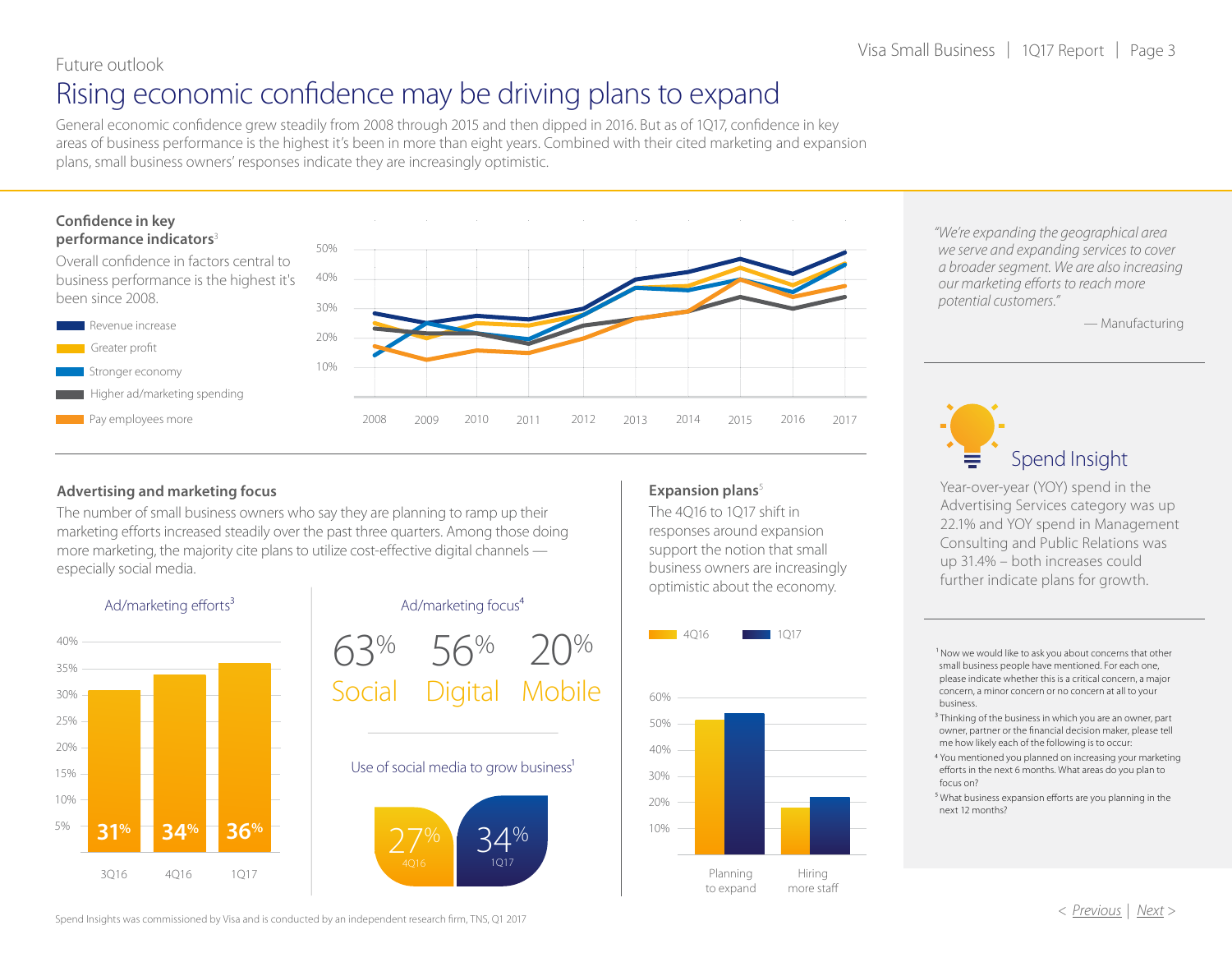Future outlook

# Rising economic confidence may be driving plans to expand

General economic confidence grew steadily from 2008 through 2015 and then dipped in 2016. But as of 1Q17, confidence in key areas of business performance is the highest it's been in more than eight years. Combined with their cited marketing and expansion plans, small business owners' responses indicate they are increasingly optimistic.

### Confidence in key performance indicators[3]

Overall confidence in factors central to business performance is the highest it's been since 2008.

- Revenue increase
- Greater profit
- Stronger economy
- Higher ad/marketing spending
- Pay employees more

### Advertising and marketing focus

The number of small business owners who say they are planning to ramp up their marketing efforts increased steadily over the past three quarters. Among those doing more marketing, the majority cite plans to utilize cost-effective digital channels — especially social media.

Ad/marketing efforts[3]

| 3Q16 | 4Q16 | 1Q17 |
|---|---|---|
| 31% | 34% | 36% |

Ad/marketing focus[4]

63% Social | 56% Digital | 20% Mobile

Use of social media to grow business[1]

27% 4Q16 | 34% 1Q17

### Expansion plans[5]

The 4Q16 to 1Q17 shift in responses around expansion support the notion that small business owners are increasingly optimistic about the economy.

*"We're expanding the geographical area we serve and expanding services to cover a broader segment. We are also increasing our marketing efforts to reach more potential customers."*

— Manufacturing

### Spend Insight

Year-over-year (YOY) spend in the Advertising Services category was up 22.1% and YOY spend in Management Consulting and Public Relations was up 31.4% – both increases could further indicate plans for growth.

[1] Now we would like to ask you about concerns that other small business people have mentioned. For each one, please indicate whether this is a critical concern, a major concern, a minor concern or no concern at all to your business.

[3] Thinking of the business in which you are an owner, part owner, partner or the financial decision maker, please tell me how likely each of the following is to occur:

[4] You mentioned you planned on increasing your marketing efforts in the next 6 months. What areas do you plan to focus on?

[5] What business expansion efforts are you planning in the next 12 months?

Spend Insights was commissioned by Visa and is conducted by an independent research firm, TNS, Q1 2017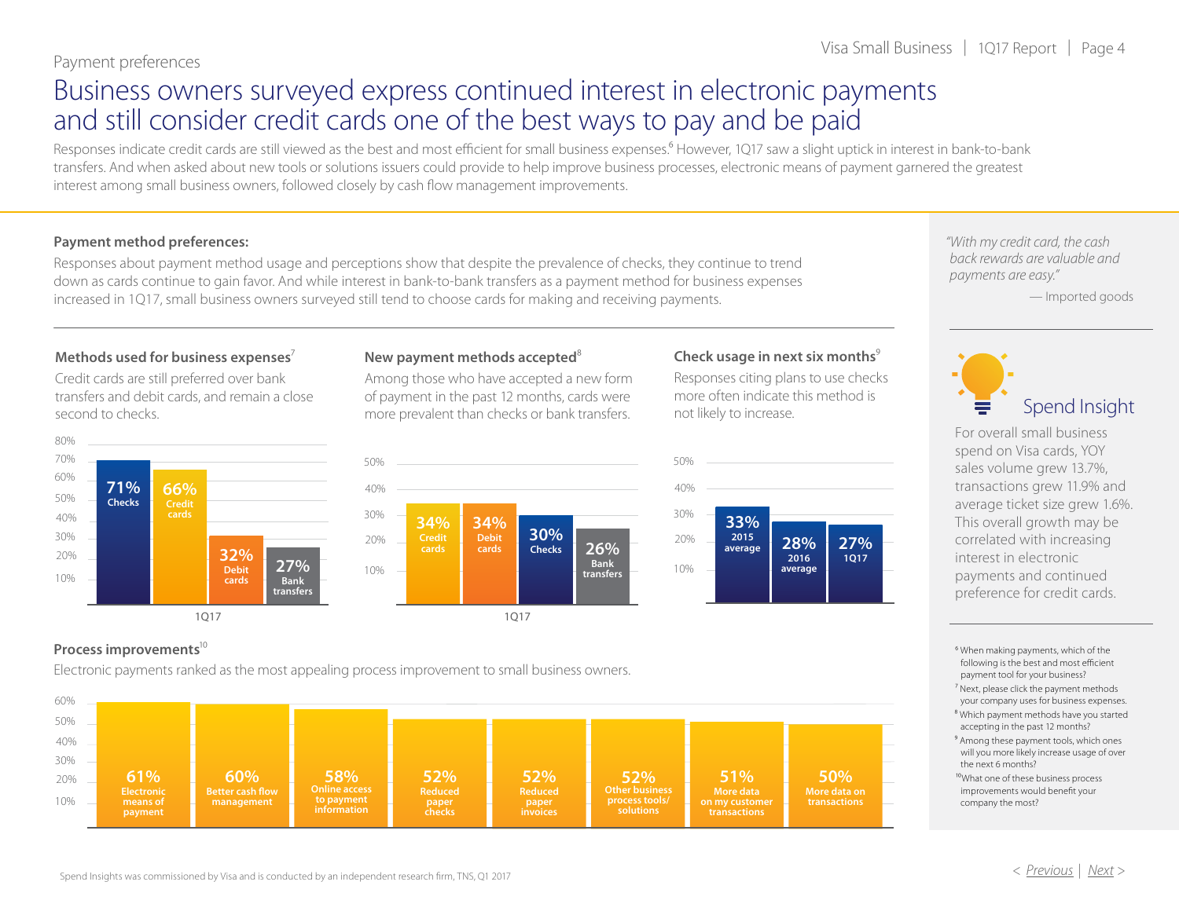Payment preferences

# Business owners surveyed express continued interest in electronic payments and still consider credit cards one of the best ways to pay and be paid

Responses indicate credit cards are still viewed as the best and most efficient for small business expenses.[6] However, 1Q17 saw a slight uptick in interest in bank-to-bank transfers. And when asked about new tools or solutions issuers could provide to help improve business processes, electronic means of payment garnered the greatest interest among small business owners, followed closely by cash flow management improvements.

## Payment method preferences:

Responses about payment method usage and perceptions show that despite the prevalence of checks, they continue to trend down as cards continue to gain favor. And while interest in bank-to-bank transfers as a payment method for business expenses increased in 1Q17, small business owners surveyed still tend to choose cards for making and receiving payments.

### Methods used for business expenses[7]

Credit cards are still preferred over bank transfers and debit cards, and remain a close second to checks.

| Method (1Q17) | % |
|---|---|
| Checks | 71% |
| Credit cards | 66% |
| Debit cards | 32% |
| Bank transfers | 27% |

### New payment methods accepted[8]

Among those who have accepted a new form of payment in the past 12 months, cards were more prevalent than checks or bank transfers.

| Method (1Q17) | % |
|---|---|
| Credit cards | 34% |
| Debit cards | 34% |
| Checks | 30% |
| Bank transfers | 26% |

### Check usage in next six months[9]

Responses citing plans to use checks more often indicate this method is not likely to increase.

| Period | % |
|---|---|
| 2015 average | 33% |
| 2016 average | 28% |
| 1Q17 | 27% |

### Process improvements[10]

Electronic payments ranked as the most appealing process improvement to small business owners.

| Improvement | % |
|---|---|
| Electronic means of payment | 61% |
| Better cash flow management | 60% |
| Online access to payment information | 58% |
| Reduced paper checks | 52% |
| Reduced paper invoices | 52% |
| Other business process tools/ solutions | 52% |
| More data on my customer transactions | 51% |
| More data on transactions | 50% |

*"With my credit card, the cash back rewards are valuable and payments are easy."*

— Imported goods

## Spend Insight

For overall small business spend on Visa cards, YOY sales volume grew 13.7%, transactions grew 11.9% and average ticket size grew 1.6%. This overall growth may be correlated with increasing interest in electronic payments and continued preference for credit cards.

[6] When making payments, which of the following is the best and most efficient payment tool for your business?
[7] Next, please click the payment methods your company uses for business expenses.
[8] Which payment methods have you started accepting in the past 12 months?
[9] Among these payment tools, which ones will you more likely increase usage of over the next 6 months?
[10] What one of these business process improvements would benefit your company the most?

Spend Insights was commissioned by Visa and is conducted by an independent research firm, TNS, Q1 2017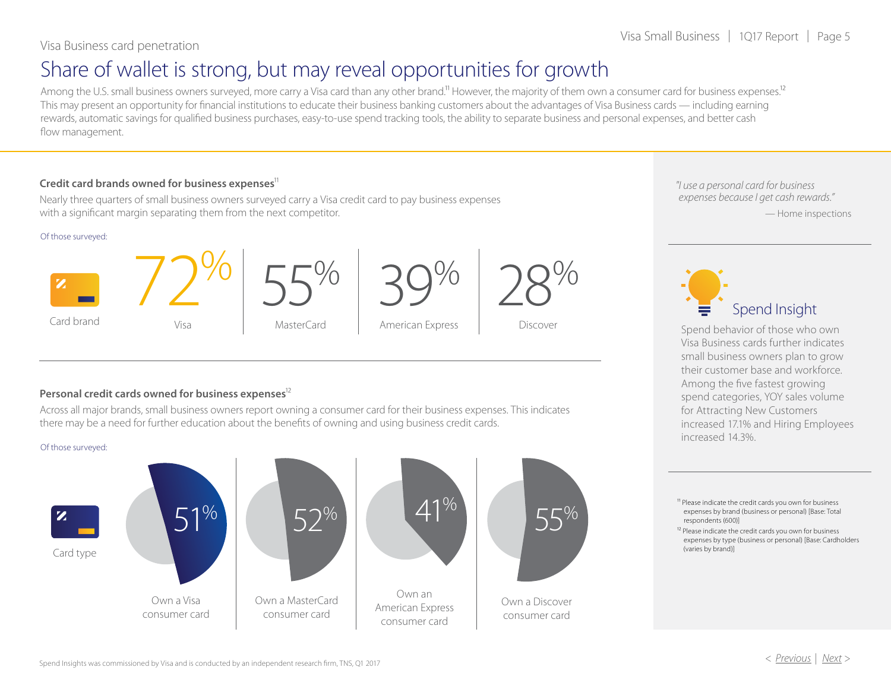Visa Business card penetration

# Share of wallet is strong, but may reveal opportunities for growth

Among the U.S. small business owners surveyed, more carry a Visa card than any other brand.[11] However, the majority of them own a consumer card for business expenses.[12] This may present an opportunity for financial institutions to educate their business banking customers about the advantages of Visa Business cards — including earning rewards, automatic savings for qualified business purchases, easy-to-use spend tracking tools, the ability to separate business and personal expenses, and better cash flow management.

### Credit card brands owned for business expenses[11]

Nearly three quarters of small business owners surveyed carry a Visa credit card to pay business expenses with a significant margin separating them from the next competitor.

Of those surveyed:

| Card brand | Visa | MasterCard | American Express | Discover |
|---|---|---|---|---|
| | 72% | 55% | 39% | 28% |

### Personal credit cards owned for business expenses[12]

Across all major brands, small business owners report owning a consumer card for their business expenses. This indicates there may be a need for further education about the benefits of owning and using business credit cards.

Of those surveyed:

| Card type | Own a Visa consumer card | Own a MasterCard consumer card | Own an American Express consumer card | Own a Discover consumer card |
|---|---|---|---|---|
| | 51% | 52% | 41% | 55% |

*"I use a personal card for business expenses because I get cash rewards."*
— Home inspections

### Spend Insight

Spend behavior of those who own Visa Business cards further indicates small business owners plan to grow their customer base and workforce. Among the five fastest growing spend categories, YOY sales volume for Attracting New Customers increased 17.1% and Hiring Employees increased 14.3%.

[11] Please indicate the credit cards you own for business expenses by brand (business or personal) [Base: Total respondents (600)]

[12] Please indicate the credit cards you own for business expenses by type (business or personal) [Base: Cardholders (varies by brand)]

Spend Insights was commissioned by Visa and is conducted by an independent research firm, TNS, Q1 2017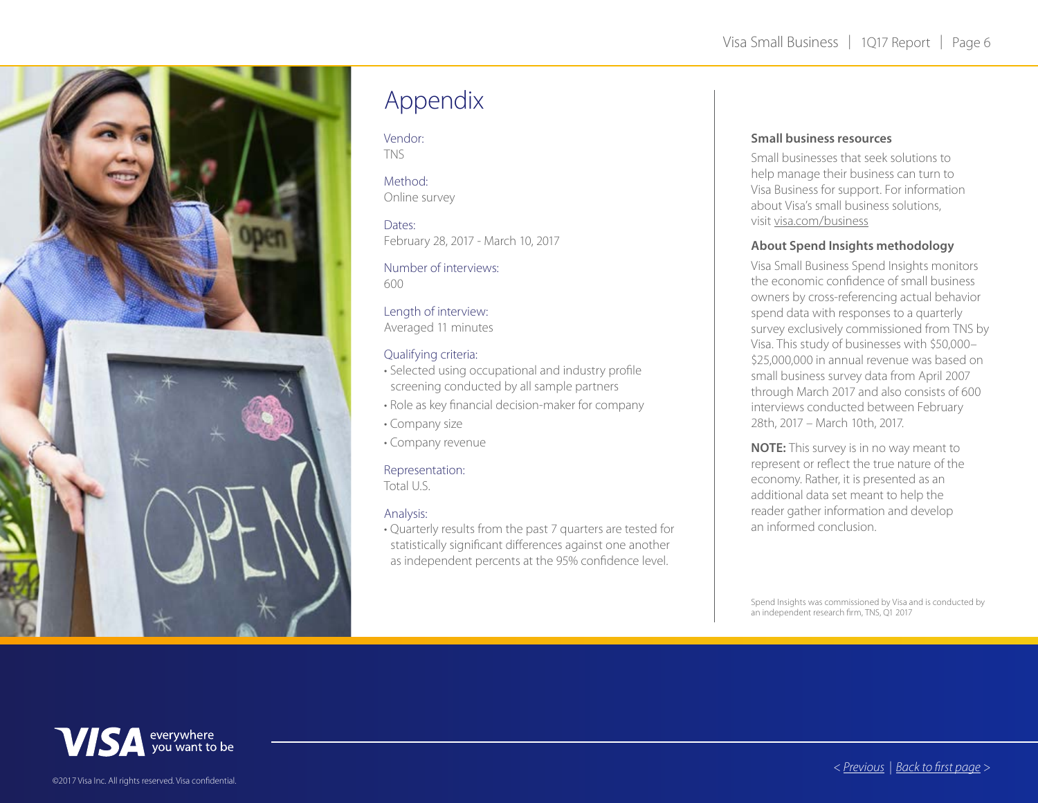# Appendix

Vendor:
TNS

Method:
Online survey

Dates:
February 28, 2017 - March 10, 2017

Number of interviews:
600

Length of interview:
Averaged 11 minutes

Qualifying criteria:
- Selected using occupational and industry profile screening conducted by all sample partners
- Role as key financial decision-maker for company
- Company size
- Company revenue

Representation:
Total U.S.

Analysis:
- Quarterly results from the past 7 quarters are tested for statistically significant differences against one another as independent percents at the 95% confidence level.

### Small business resources

Small businesses that seek solutions to help manage their business can turn to Visa Business for support. For information about Visa's small business solutions, visit visa.com/business

### About Spend Insights methodology

Visa Small Business Spend Insights monitors the economic confidence of small business owners by cross-referencing actual behavior spend data with responses to a quarterly survey exclusively commissioned from TNS by Visa. This study of businesses with $50,000–$25,000,000 in annual revenue was based on small business survey data from April 2007 through March 2017 and also consists of 600 interviews conducted between February 28th, 2017 – March 10th, 2017.

**NOTE:** This survey is in no way meant to represent or reflect the true nature of the economy. Rather, it is presented as an additional data set meant to help the reader gather information and develop an informed conclusion.

Spend Insights was commissioned by Visa and is conducted by an independent research firm, TNS, Q1 2017

VISA everywhere you want to be

©2017 Visa Inc. All rights reserved. Visa confidential.

< Previous | Back to first page >